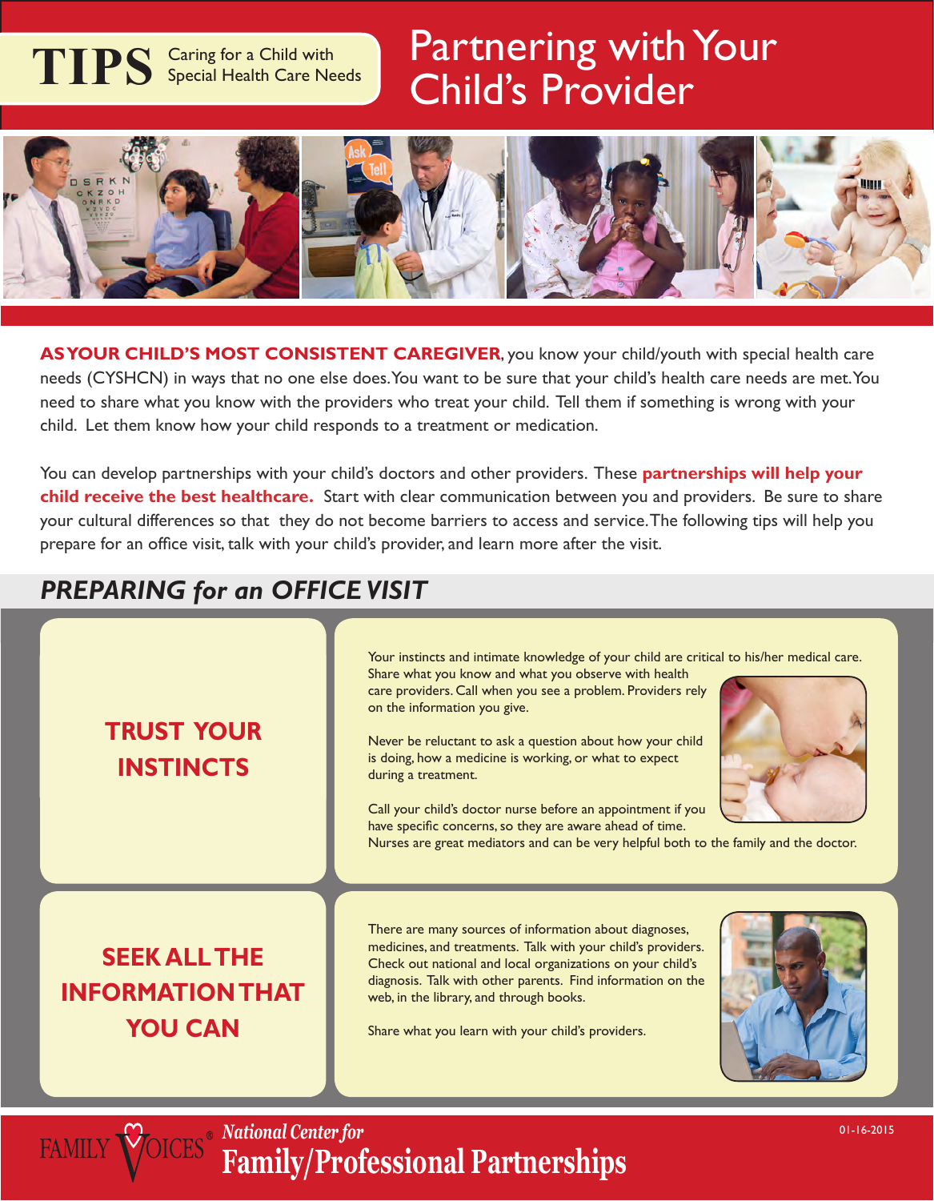**TIPS** Caring for a Child with Special Health Care Needs

# Partnering with Your Child's Provider

**AS YOUR CHILD'S MOST CONSISTENT CAREGIVER**, you know your child/youth with special health care needs (CYSHCN) in ways that no one else does. You want to be sure that your child's health care needs are met. You need to share what you know with the providers who treat your child. Tell them if something is wrong with your child. Let them know how your child responds to a treatment or medication.

You can develop partnerships with your child's doctors and other providers. These **partnerships will help your child receive the best healthcare.** Start with clear communication between you and providers. Be sure to share your cultural differences so that they do not become barriers to access and service. The following tips will help you prepare for an office visit, talk with your child's provider, and learn more after the visit.

## *PREPARING for an OFFICE VISIT*

### TRUST YOUR INSTINCTS

Your instincts and intimate knowledge of your child are critical to his/her medical care. Share what you know and what you observe with health care providers. Call when you see a problem. Providers rely on the information you give.

Never be reluctant to ask a question about how your child is doing, how a medicine is working, or what to expect during a treatment.

Call your child's doctor nurse before an appointment if you have specific concerns, so they are aware ahead of time. Nurses are great mediators and can be very helpful both to the family and the doctor.

### SEEK ALL THE INFORMATION THAT YOU CAN

There are many sources of information about diagnoses, medicines, and treatments. Talk with your child's providers. Check out national and local organizations on your child's diagnosis. Talk with other parents. Find information on the web, in the library, and through books.

Share what you learn with your child's providers.

FAMILY VOICES® *National Center for* **Family/Professional Partnerships**

01-16-2015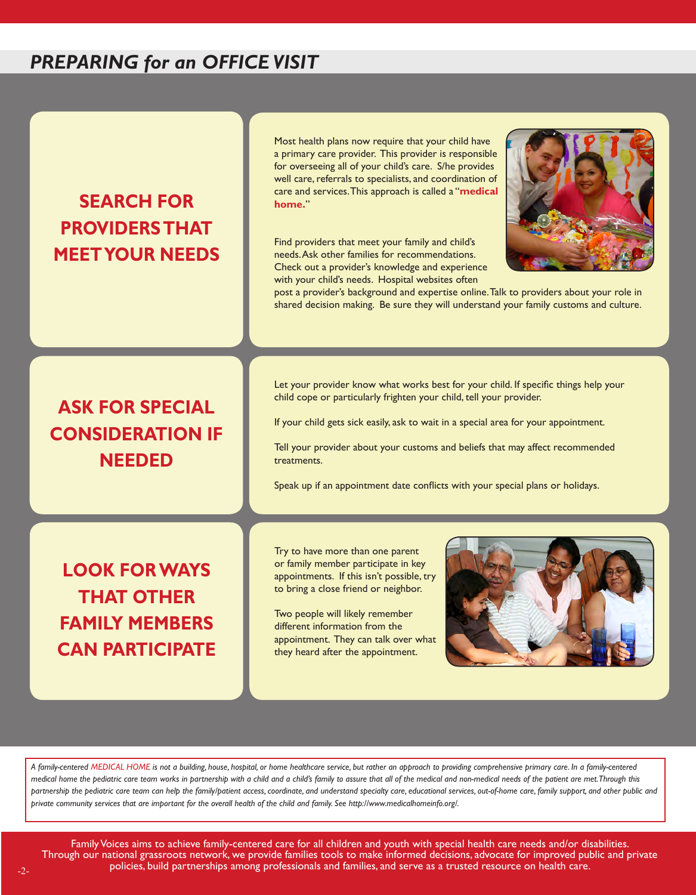# PREPARING for an OFFICE VISIT

## SEARCH FOR PROVIDERS THAT MEET YOUR NEEDS

Most health plans now require that your child have a primary care provider. This provider is responsible for overseeing all of your child's care. S/he provides well care, referrals to specialists, and coordination of care and services. This approach is called a "**medical home.**"

Find providers that meet your family and child's needs. Ask other families for recommendations. Check out a provider's knowledge and experience with your child's needs. Hospital websites often post a provider's background and expertise online. Talk to providers about your role in shared decision making. Be sure they will understand your family customs and culture.

## ASK FOR SPECIAL CONSIDERATION IF NEEDED

Let your provider know what works best for your child. If specific things help your child cope or particularly frighten your child, tell your provider.

If your child gets sick easily, ask to wait in a special area for your appointment.

Tell your provider about your customs and beliefs that may affect recommended treatments.

Speak up if an appointment date conflicts with your special plans or holidays.

## LOOK FOR WAYS THAT OTHER FAMILY MEMBERS CAN PARTICIPATE

Try to have more than one parent or family member participate in key appointments. If this isn't possible, try to bring a close friend or neighbor.

Two people will likely remember different information from the appointment. They can talk over what they heard after the appointment.

*A family-centered MEDICAL HOME is not a building, house, hospital, or home healthcare service, but rather an approach to providing comprehensive primary care. In a family-centered medical home the pediatric care team works in partnership with a child and a child's family to assure that all of the medical and non-medical needs of the patient are met. Through this partnership the pediatric care team can help the family/patient access, coordinate, and understand specialty care, educational services, out-of-home care, family support, and other public and private community services that are important for the overall health of the child and family. See http://www.medicalhomeinfo.org/.*

Family Voices aims to achieve family-centered care for all children and youth with special health care needs and/or disabilities. Through our national grassroots network, we provide families tools to make informed decisions, advocate for improved public and private policies, build partnerships among professionals and families, and serve as a trusted resource on health care.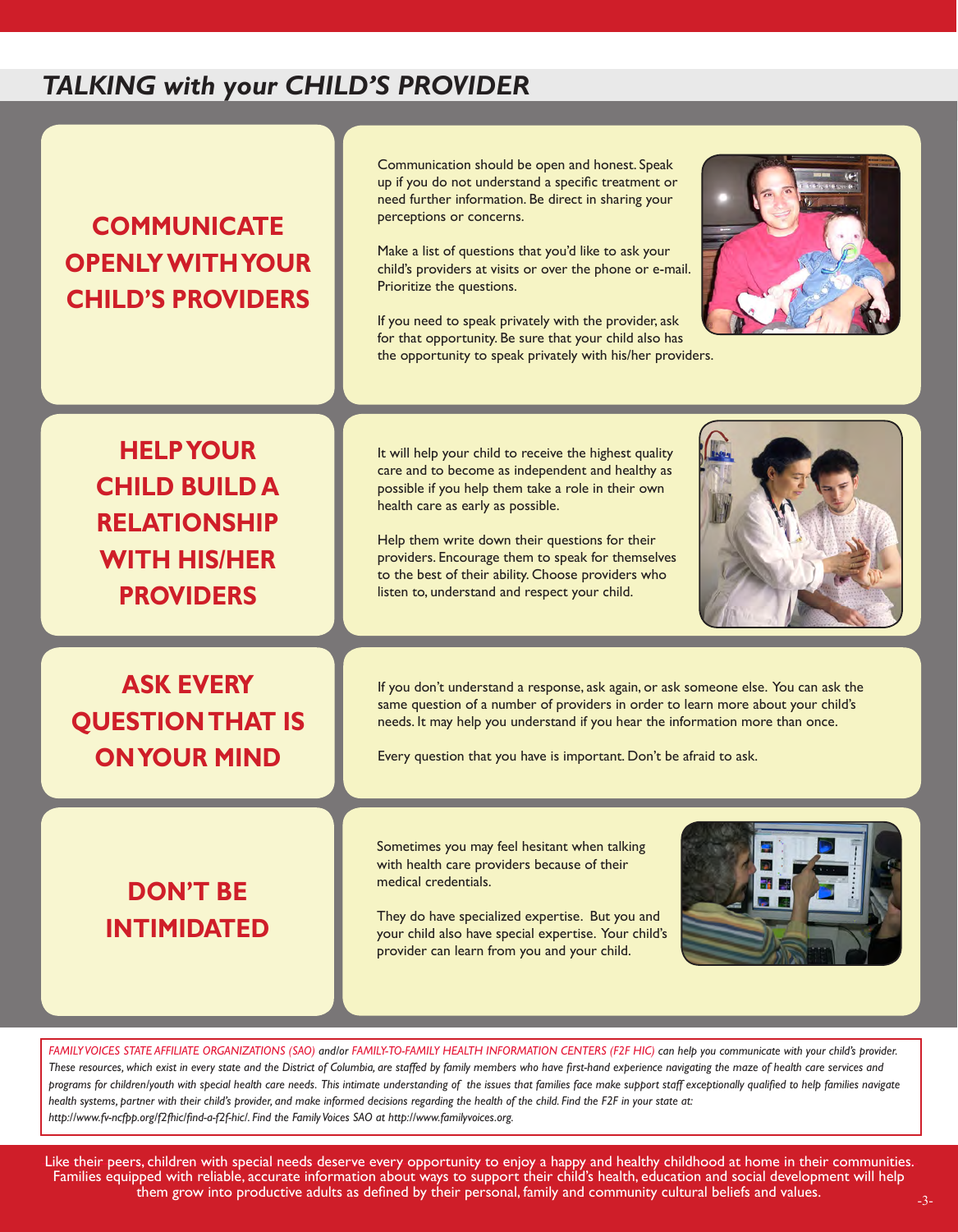# TALKING with your CHILD'S PROVIDER

## COMMUNICATE OPENLY WITH YOUR CHILD'S PROVIDERS

Communication should be open and honest. Speak up if you do not understand a specific treatment or need further information. Be direct in sharing your perceptions or concerns.

Make a list of questions that you'd like to ask your child's providers at visits or over the phone or e-mail. Prioritize the questions.

If you need to speak privately with the provider, ask for that opportunity. Be sure that your child also has the opportunity to speak privately with his/her providers.

## HELP YOUR CHILD BUILD A RELATIONSHIP WITH HIS/HER PROVIDERS

It will help your child to receive the highest quality care and to become as independent and healthy as possible if you help them take a role in their own health care as early as possible.

Help them write down their questions for their providers. Encourage them to speak for themselves to the best of their ability. Choose providers who listen to, understand and respect your child.

## ASK EVERY QUESTION THAT IS ON YOUR MIND

If you don't understand a response, ask again, or ask someone else. You can ask the same question of a number of providers in order to learn more about your child's needs. It may help you understand if you hear the information more than once.

Every question that you have is important. Don't be afraid to ask.

## DON'T BE INTIMIDATED

Sometimes you may feel hesitant when talking with health care providers because of their medical credentials.

They do have specialized expertise. But you and your child also have special expertise. Your child's provider can learn from you and your child.

*FAMILY VOICES STATE AFFILIATE ORGANIZATIONS (SAO) and/or FAMILY-TO-FAMILY HEALTH INFORMATION CENTERS (F2F HIC) can help you communicate with your child's provider. These resources, which exist in every state and the District of Columbia, are staffed by family members who have first-hand experience navigating the maze of health care services and programs for children/youth with special health care needs. This intimate understanding of the issues that families face make support staff exceptionally qualified to help families navigate health systems, partner with their child's provider, and make informed decisions regarding the health of the child. Find the F2F in your state at: http://www.fv-ncfpp.org/f2fhic/find-a-f2f-hic/. Find the Family Voices SAO at http://www.familyvoices.org.*

Like their peers, children with special needs deserve every opportunity to enjoy a happy and healthy childhood at home in their communities. Families equipped with reliable, accurate information about ways to support their child's health, education and social development will help them grow into productive adults as defined by their personal, family and community cultural beliefs and values.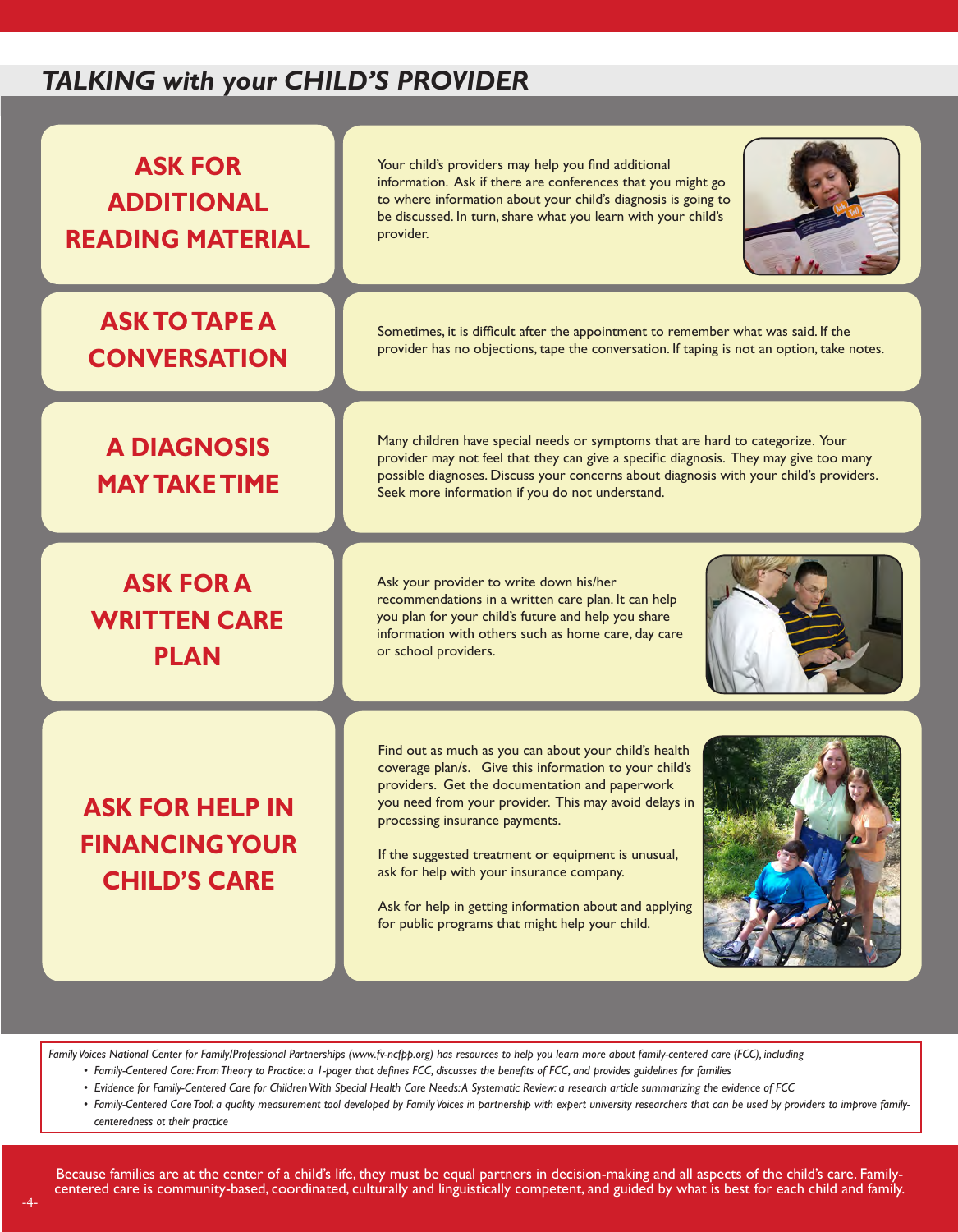# TALKING with your CHILD'S PROVIDER

## ASK FOR ADDITIONAL READING MATERIAL

Your child's providers may help you find additional information. Ask if there are conferences that you might go to where information about your child's diagnosis is going to be discussed. In turn, share what you learn with your child's provider.

## ASK TO TAPE A CONVERSATION

Sometimes, it is difficult after the appointment to remember what was said. If the provider has no objections, tape the conversation. If taping is not an option, take notes.

## A DIAGNOSIS MAY TAKE TIME

Many children have special needs or symptoms that are hard to categorize. Your provider may not feel that they can give a specific diagnosis. They may give too many possible diagnoses. Discuss your concerns about diagnosis with your child's providers. Seek more information if you do not understand.

## ASK FOR A WRITTEN CARE PLAN

Ask your provider to write down his/her recommendations in a written care plan. It can help you plan for your child's future and help you share information with others such as home care, day care or school providers.

## ASK FOR HELP IN FINANCING YOUR CHILD'S CARE

Find out as much as you can about your child's health coverage plan/s. Give this information to your child's providers. Get the documentation and paperwork you need from your provider. This may avoid delays in processing insurance payments.

If the suggested treatment or equipment is unusual, ask for help with your insurance company.

Ask for help in getting information about and applying for public programs that might help your child.

*Family Voices National Center for Family/Professional Partnerships (www.fv-ncfpp.org) has resources to help you learn more about family-centered care (FCC), including*

- *Family-Centered Care: From Theory to Practice: a 1-pager that defines FCC, discusses the benefits of FCC, and provides guidelines for families*
- *Evidence for Family-Centered Care for Children With Special Health Care Needs: A Systematic Review: a research article summarizing the evidence of FCC*
- *Family-Centered Care Tool: a quality measurement tool developed by Family Voices in partnership with expert university researchers that can be used by providers to improve family-centeredness ot their practice*

Because families are at the center of a child's life, they must be equal partners in decision-making and all aspects of the child's care. Family-centered care is community-based, coordinated, culturally and linguistically competent, and guided by what is best for each child and family.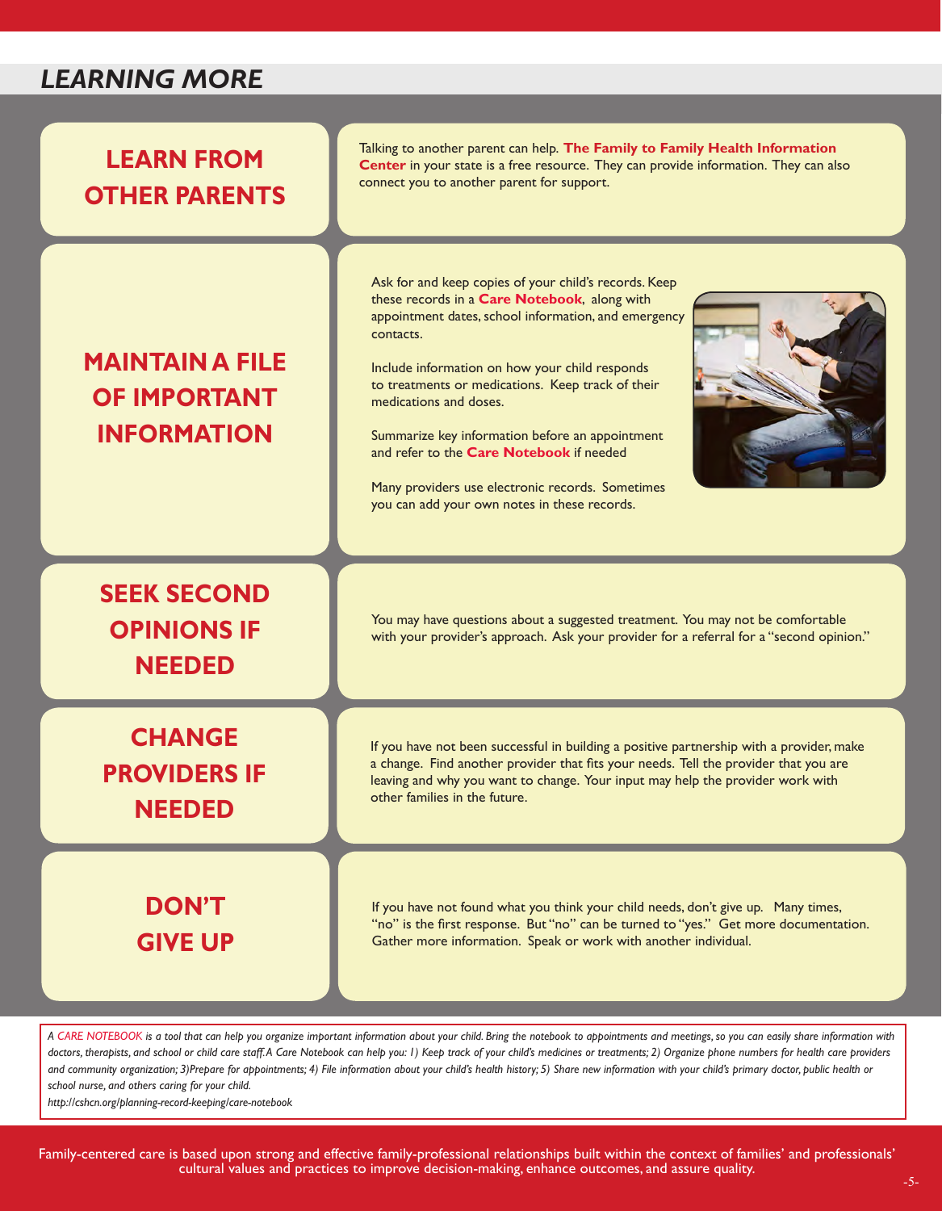## LEARNING MORE

### LEARN FROM OTHER PARENTS

Talking to another parent can help. **The Family to Family Health Information Center** in your state is a free resource. They can provide information. They can also connect you to another parent for support.

### MAINTAIN A FILE OF IMPORTANT INFORMATION

Ask for and keep copies of your child's records. Keep these records in a **Care Notebook**, along with appointment dates, school information, and emergency contacts.

Include information on how your child responds to treatments or medications. Keep track of their medications and doses.

Summarize key information before an appointment and refer to the **Care Notebook** if needed

Many providers use electronic records. Sometimes you can add your own notes in these records.

### SEEK SECOND OPINIONS IF NEEDED

You may have questions about a suggested treatment. You may not be comfortable with your provider's approach. Ask your provider for a referral for a "second opinion."

### CHANGE PROVIDERS IF NEEDED

If you have not been successful in building a positive partnership with a provider, make a change. Find another provider that fits your needs. Tell the provider that you are leaving and why you want to change. Your input may help the provider work with other families in the future.

### DON'T GIVE UP

If you have not found what you think your child needs, don't give up. Many times, "no" is the first response. But "no" can be turned to "yes." Get more documentation. Gather more information. Speak or work with another individual.

*A CARE NOTEBOOK is a tool that can help you organize important information about your child. Bring the notebook to appointments and meetings, so you can easily share information with doctors, therapists, and school or child care staff. A Care Notebook can help you: 1) Keep track of your child's medicines or treatments; 2) Organize phone numbers for health care providers and community organization; 3)Prepare for appointments; 4) File information about your child's health history; 5) Share new information with your child's primary doctor, public health or school nurse, and others caring for your child.*

*http://cshcn.org/planning-record-keeping/care-notebook*

Family-centered care is based upon strong and effective family-professional relationships built within the context of families' and professionals' cultural values and practices to improve decision-making, enhance outcomes, and assure quality.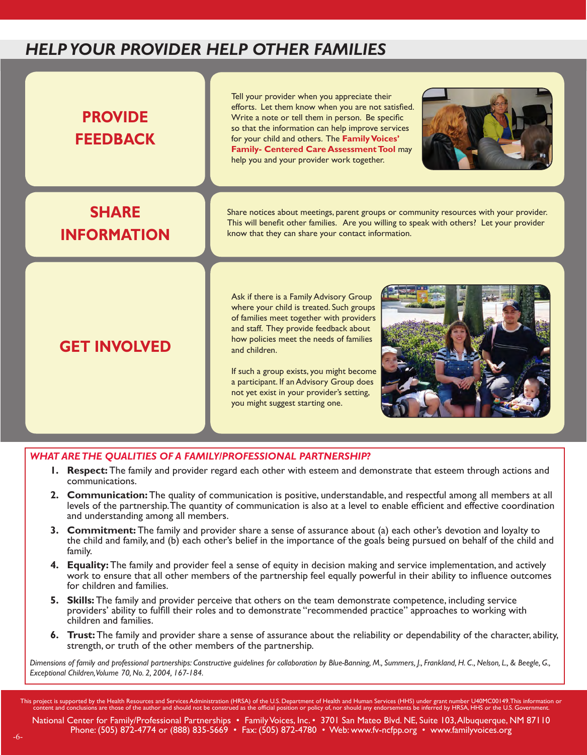## HELP YOUR PROVIDER HELP OTHER FAMILIES

### PROVIDE FEEDBACK

Tell your provider when you appreciate their efforts. Let them know when you are not satisfied. Write a note or tell them in person. Be specific so that the information can help improve services for your child and others. The **Family Voices' Family- Centered Care Assessment Tool** may help you and your provider work together.

### SHARE INFORMATION

Share notices about meetings, parent groups or community resources with your provider. This will benefit other families. Are you willing to speak with others? Let your provider know that they can share your contact information.

### GET INVOLVED

Ask if there is a Family Advisory Group where your child is treated. Such groups of families meet together with providers and staff. They provide feedback about how policies meet the needs of families and children.

If such a group exists, you might become a participant. If an Advisory Group does not yet exist in your provider's setting, you might suggest starting one.

### *WHAT ARE THE QUALITIES OF A FAMILY/PROFESSIONAL PARTNERSHIP?*

1. **Respect:** The family and provider regard each other with esteem and demonstrate that esteem through actions and communications.
2. **Communication:** The quality of communication is positive, understandable, and respectful among all members at all levels of the partnership. The quantity of communication is also at a level to enable efficient and effective coordination and understanding among all members.
3. **Commitment:** The family and provider share a sense of assurance about (a) each other's devotion and loyalty to the child and family, and (b) each other's belief in the importance of the goals being pursued on behalf of the child and family.
4. **Equality:** The family and provider feel a sense of equity in decision making and service implementation, and actively work to ensure that all other members of the partnership feel equally powerful in their ability to influence outcomes for children and families.
5. **Skills:** The family and provider perceive that others on the team demonstrate competence, including service providers' ability to fulfill their roles and to demonstrate "recommended practice" approaches to working with children and families.
6. **Trust:** The family and provider share a sense of assurance about the reliability or dependability of the character, ability, strength, or truth of the other members of the partnership.

*Dimensions of family and professional partnerships: Constructive guidelines for collaboration by Blue-Banning, M., Summers, J., Frankland, H. C., Nelson, L., & Beegle, G., Exceptional Children, Volume 70, No. 2, 2004, 167-184.*

This project is supported by the Health Resources and Services Administration (HRSA) of the U.S. Department of Health and Human Services (HHS) under grant number U40MC00149. This information or content and conclusions are those of the author and should not be construed as the official position or policy of, nor should any endorsements be inferred by HRSA, HHS or the U.S. Government.

National Center for Family/Professional Partnerships • Family Voices, Inc. • 3701 San Mateo Blvd. NE, Suite 103, Albuquerque, NM 87110
Phone: (505) 872-4774 or (888) 835-5669 • Fax: (505) 872-4780 • Web: www.fv-ncfpp.org • www.familyvoices.org